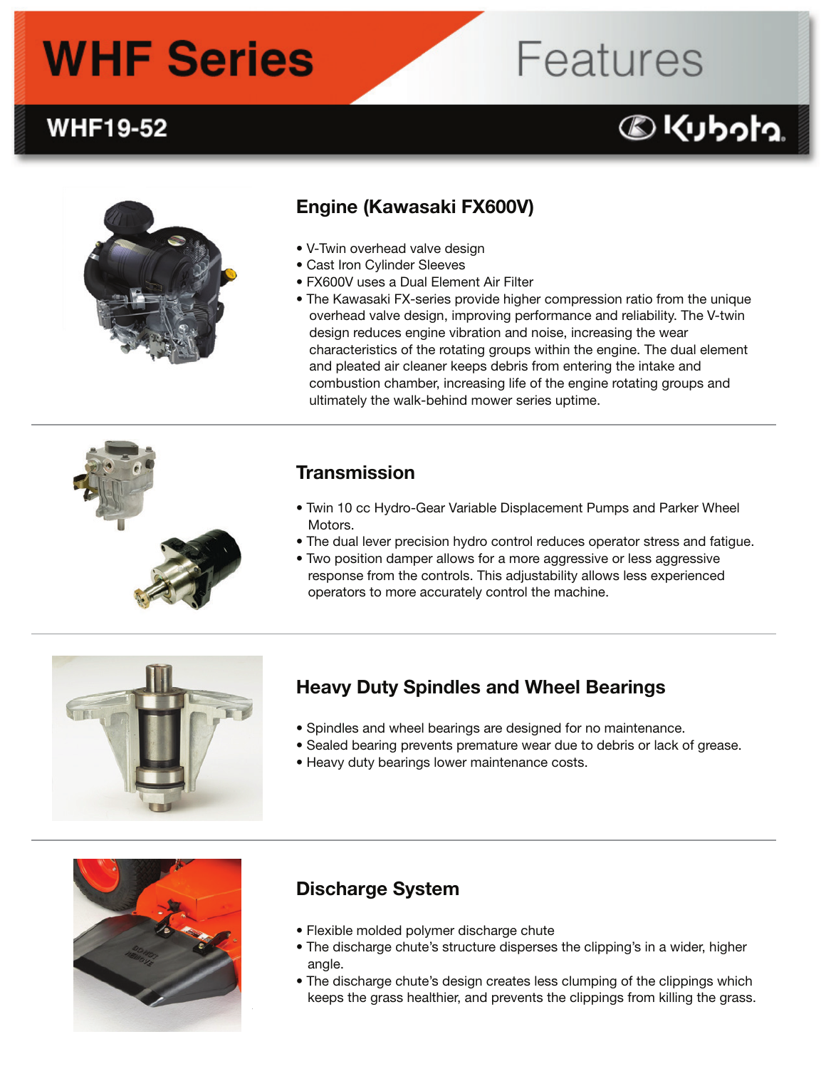# WHF Series Features

## WHF19-52

Kubota

### Engine (Kawasaki FX600V)

- V-Twin overhead valve design
- Cast Iron Cylinder Sleeves
- FX600V uses a Dual Element Air Filter
- The Kawasaki FX-series provide higher compression ratio from the unique overhead valve design, improving performance and reliability. The V-twin design reduces engine vibration and noise, increasing the wear characteristics of the rotating groups within the engine. The dual element and pleated air cleaner keeps debris from entering the intake and combustion chamber, increasing life of the engine rotating groups and ultimately the walk-behind mower series uptime.

### Transmission

- Twin 10 cc Hydro-Gear Variable Displacement Pumps and Parker Wheel Motors.
- The dual lever precision hydro control reduces operator stress and fatigue.
- Two position damper allows for a more aggressive or less aggressive response from the controls. This adjustability allows less experienced operators to more accurately control the machine.

### Heavy Duty Spindles and Wheel Bearings

- Spindles and wheel bearings are designed for no maintenance.
- Sealed bearing prevents premature wear due to debris or lack of grease.
- Heavy duty bearings lower maintenance costs.

### Discharge System

- Flexible molded polymer discharge chute
- The discharge chute's structure disperses the clipping's in a wider, higher angle.
- The discharge chute's design creates less clumping of the clippings which keeps the grass healthier, and prevents the clippings from killing the grass.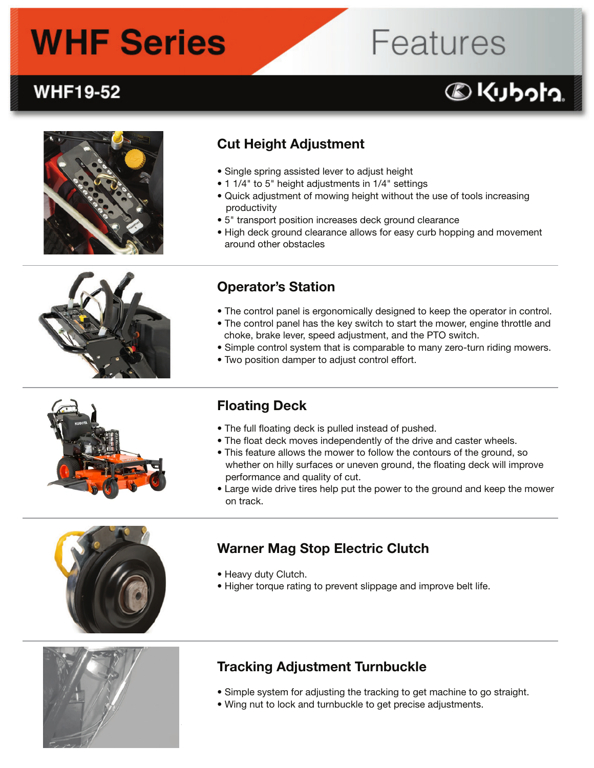# WHF Series Features

## WHF19-52

### Cut Height Adjustment

- Single spring assisted lever to adjust height
- 1 1/4" to 5" height adjustments in 1/4" settings
- Quick adjustment of mowing height without the use of tools increasing productivity
- 5" transport position increases deck ground clearance
- High deck ground clearance allows for easy curb hopping and movement around other obstacles

### Operator's Station

- The control panel is ergonomically designed to keep the operator in control.
- The control panel has the key switch to start the mower, engine throttle and choke, brake lever, speed adjustment, and the PTO switch.
- Simple control system that is comparable to many zero-turn riding mowers.
- Two position damper to adjust control effort.

### Floating Deck

- The full floating deck is pulled instead of pushed.
- The float deck moves independently of the drive and caster wheels.
- This feature allows the mower to follow the contours of the ground, so whether on hilly surfaces or uneven ground, the floating deck will improve performance and quality of cut.
- Large wide drive tires help put the power to the ground and keep the mower on track.

### Warner Mag Stop Electric Clutch

- Heavy duty Clutch.
- Higher torque rating to prevent slippage and improve belt life.

### Tracking Adjustment Turnbuckle

- Simple system for adjusting the tracking to get machine to go straight.
- Wing nut to lock and turnbuckle to get precise adjustments.